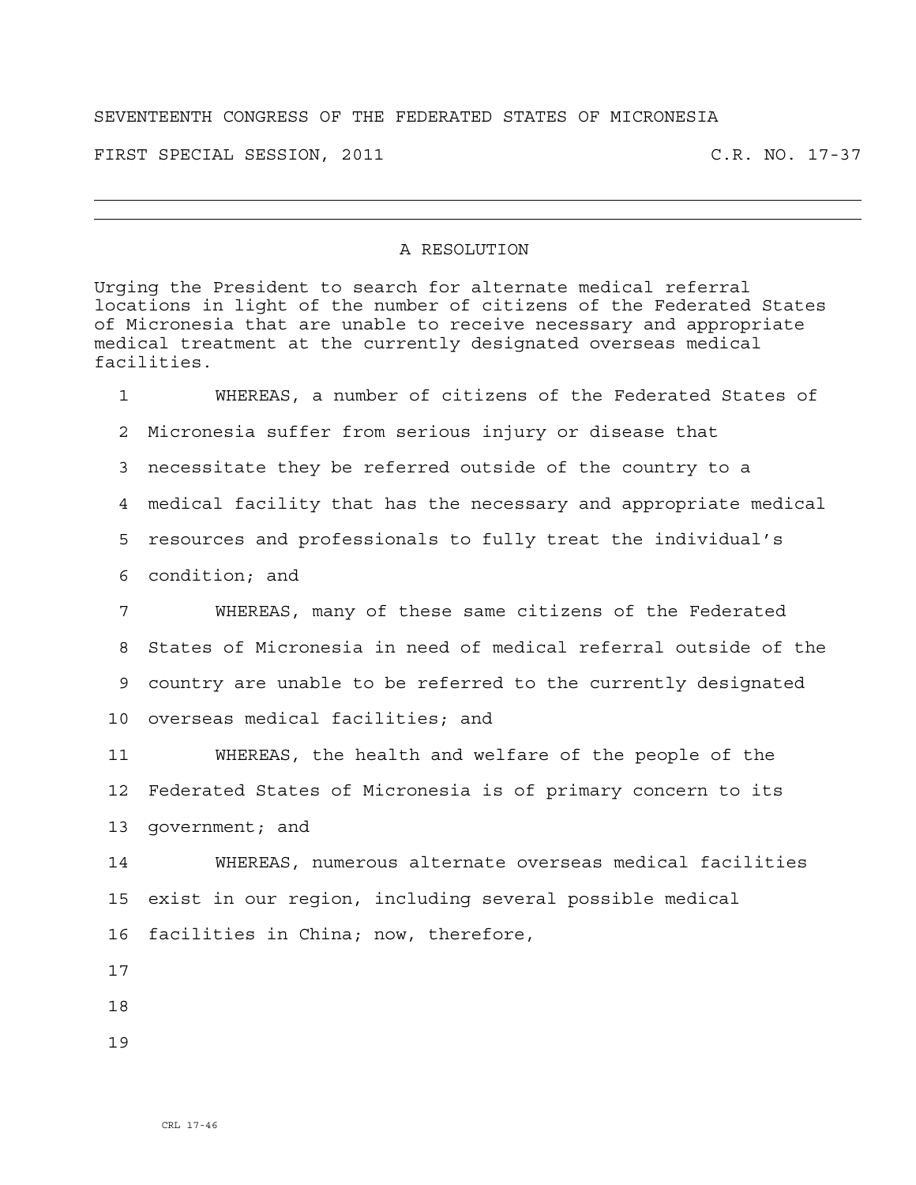SEVENTEENTH CONGRESS OF THE FEDERATED STATES OF MICRONESIA

FIRST SPECIAL SESSION, 2011 C.R. NO. 17-37

---

## A RESOLUTION

Urging the President to search for alternate medical referral locations in light of the number of citizens of the Federated States of Micronesia that are unable to receive necessary and appropriate medical treatment at the currently designated overseas medical facilities.

WHEREAS, a number of citizens of the Federated States of Micronesia suffer from serious injury or disease that necessitate they be referred outside of the country to a medical facility that has the necessary and appropriate medical resources and professionals to fully treat the individual's condition; and

WHEREAS, many of these same citizens of the Federated States of Micronesia in need of medical referral outside of the country are unable to be referred to the currently designated overseas medical facilities; and

WHEREAS, the health and welfare of the people of the Federated States of Micronesia is of primary concern to its government; and

WHEREAS, numerous alternate overseas medical facilities exist in our region, including several possible medical facilities in China; now, therefore,

CRL 17-46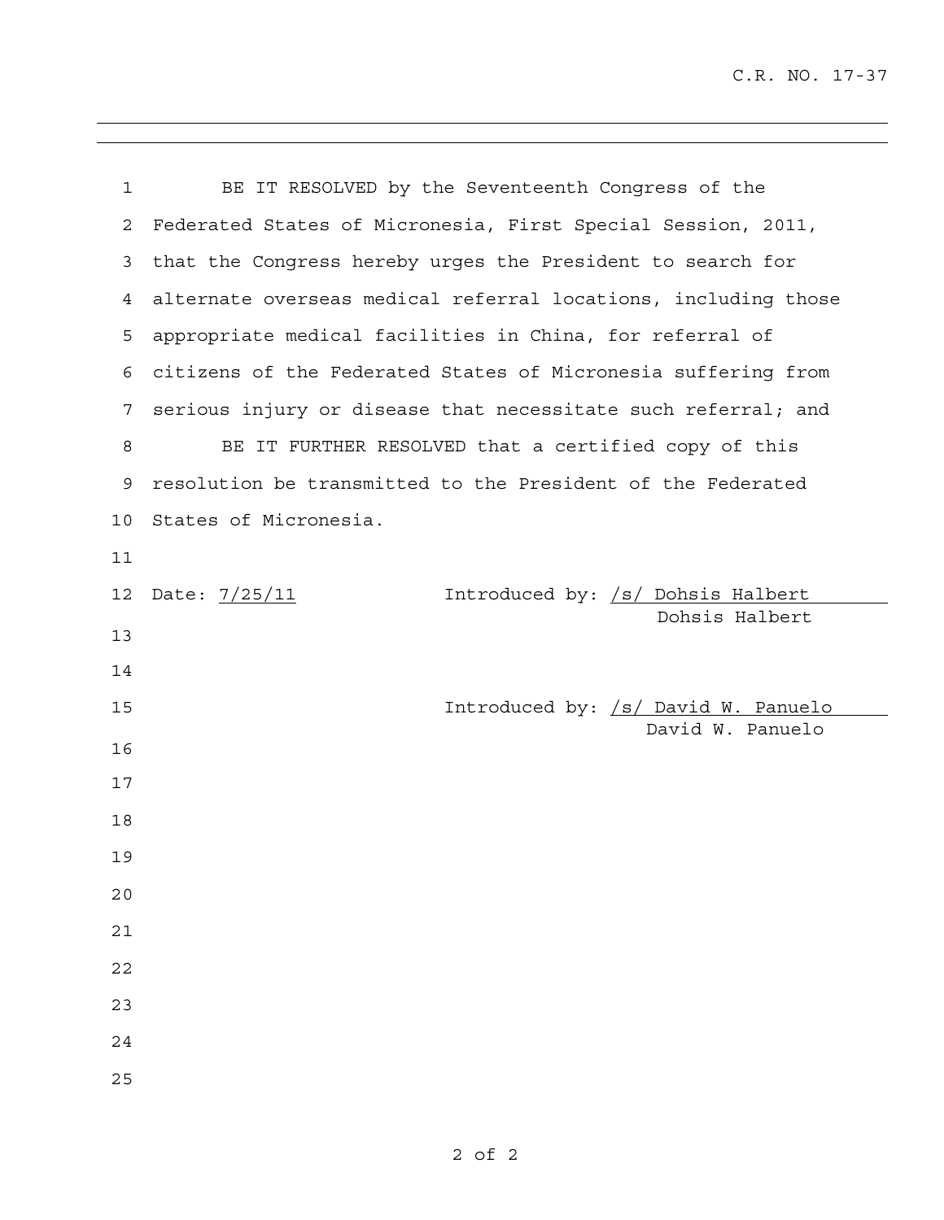BE IT RESOLVED by the Seventeenth Congress of the Federated States of Micronesia, First Special Session, 2011, that the Congress hereby urges the President to search for alternate overseas medical referral locations, including those appropriate medical facilities in China, for referral of citizens of the Federated States of Micronesia suffering from serious injury or disease that necessitate such referral; and

BE IT FURTHER RESOLVED that a certified copy of this resolution be transmitted to the President of the Federated States of Micronesia.

Date: 7/25/11

Introduced by: /s/ Dohsis Halbert
Dohsis Halbert

Introduced by: /s/ David W. Panuelo
David W. Panuelo